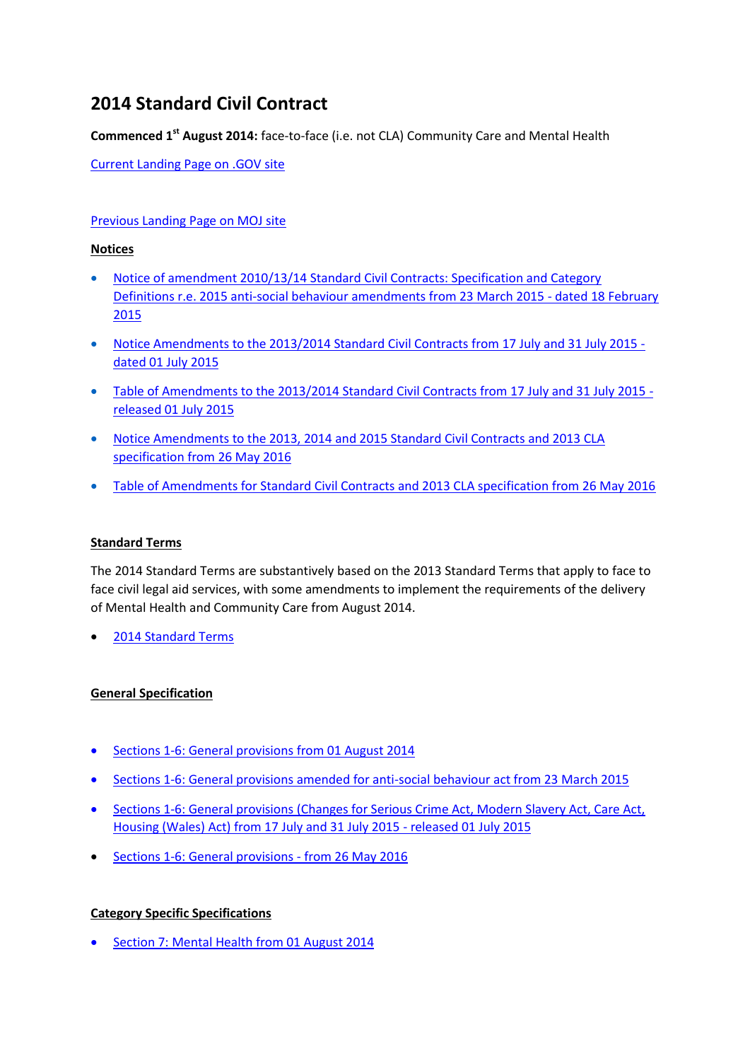# 2014 Standard Civil Contract

**Commenced 1st August 2014:** face-to-face (i.e. not CLA) Community Care and Mental Health

Current Landing Page on .GOV site

Previous Landing Page on MOJ site

**Notices**

- Notice of amendment 2010/13/14 Standard Civil Contracts: Specification and Category Definitions r.e. 2015 anti-social behaviour amendments from 23 March 2015 - dated 18 February 2015
- Notice Amendments to the 2013/2014 Standard Civil Contracts from 17 July and 31 July 2015 - dated 01 July 2015
- Table of Amendments to the 2013/2014 Standard Civil Contracts from 17 July and 31 July 2015 - released 01 July 2015
- Notice Amendments to the 2013, 2014 and 2015 Standard Civil Contracts and 2013 CLA specification from 26 May 2016
- Table of Amendments for Standard Civil Contracts and 2013 CLA specification from 26 May 2016

**Standard Terms**

The 2014 Standard Terms are substantively based on the 2013 Standard Terms that apply to face to face civil legal aid services, with some amendments to implement the requirements of the delivery of Mental Health and Community Care from August 2014.

- 2014 Standard Terms

**General Specification**

- Sections 1-6: General provisions from 01 August 2014
- Sections 1-6: General provisions amended for anti-social behaviour act from 23 March 2015
- Sections 1-6: General provisions (Changes for Serious Crime Act, Modern Slavery Act, Care Act, Housing (Wales) Act) from 17 July and 31 July 2015 - released 01 July 2015
- Sections 1-6: General provisions - from 26 May 2016

**Category Specific Specifications**

- Section 7: Mental Health from 01 August 2014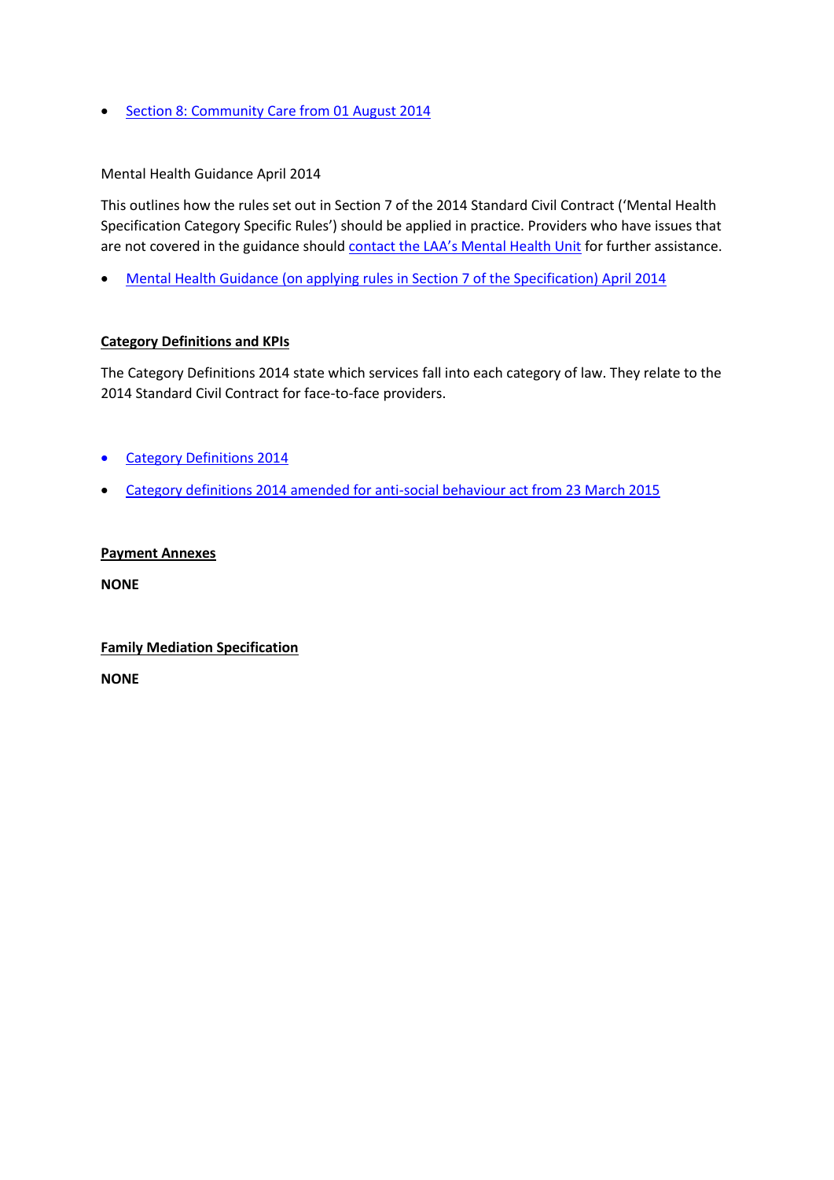- Section 8: Community Care from 01 August 2014

Mental Health Guidance April 2014

This outlines how the rules set out in Section 7 of the 2014 Standard Civil Contract ('Mental Health Specification Category Specific Rules') should be applied in practice. Providers who have issues that are not covered in the guidance should contact the LAA's Mental Health Unit for further assistance.

- Mental Health Guidance (on applying rules in Section 7 of the Specification) April 2014

## Category Definitions and KPIs

The Category Definitions 2014 state which services fall into each category of law. They relate to the 2014 Standard Civil Contract for face-to-face providers.

- Category Definitions 2014
- Category definitions 2014 amended for anti-social behaviour act from 23 March 2015

## Payment Annexes

**NONE**

## Family Mediation Specification

**NONE**